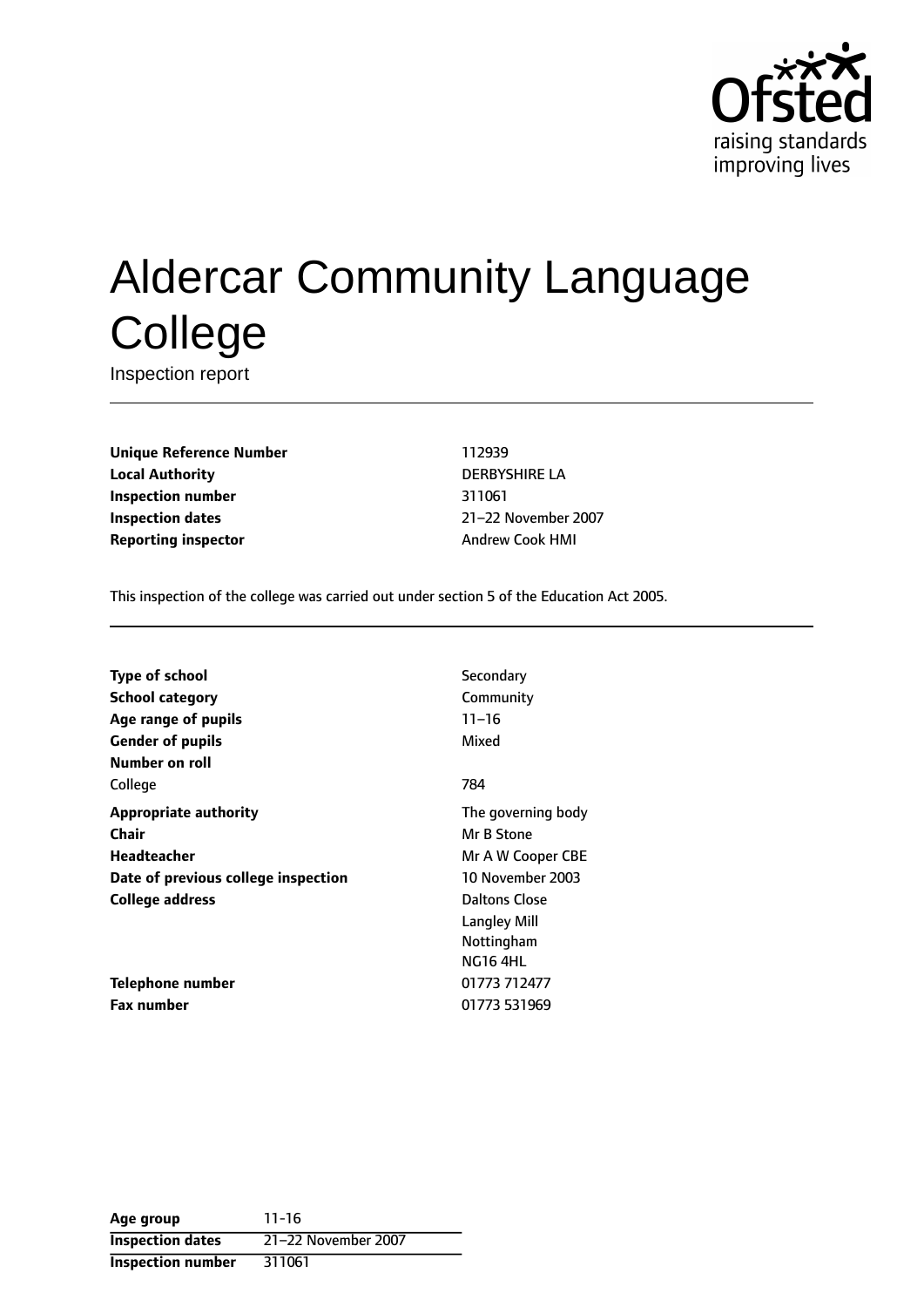# Aldercar Community Language College

Inspection report

| | |
|---|---|
| **Unique Reference Number** | 112939 |
| **Local Authority** | DERBYSHIRE LA |
| **Inspection number** | 311061 |
| **Inspection dates** | 21–22 November 2007 |
| **Reporting inspector** | Andrew Cook HMI |

This inspection of the college was carried out under section 5 of the Education Act 2005.

| | |
|---|---|
| **Type of school** | Secondary |
| **School category** | Community |
| **Age range of pupils** | 11–16 |
| **Gender of pupils** | Mixed |
| **Number on roll** | |
| College | 784 |
| **Appropriate authority** | The governing body |
| **Chair** | Mr B Stone |
| **Headteacher** | Mr A W Cooper CBE |
| **Date of previous college inspection** | 10 November 2003 |
| **College address** | Daltons Close<br>Langley Mill<br>Nottingham<br>NG16 4HL |
| **Telephone number** | 01773 712477 |
| **Fax number** | 01773 531969 |

| | |
|---|---|
| **Age group** | 11-16 |
| **Inspection dates** | 21–22 November 2007 |
| **Inspection number** | 311061 |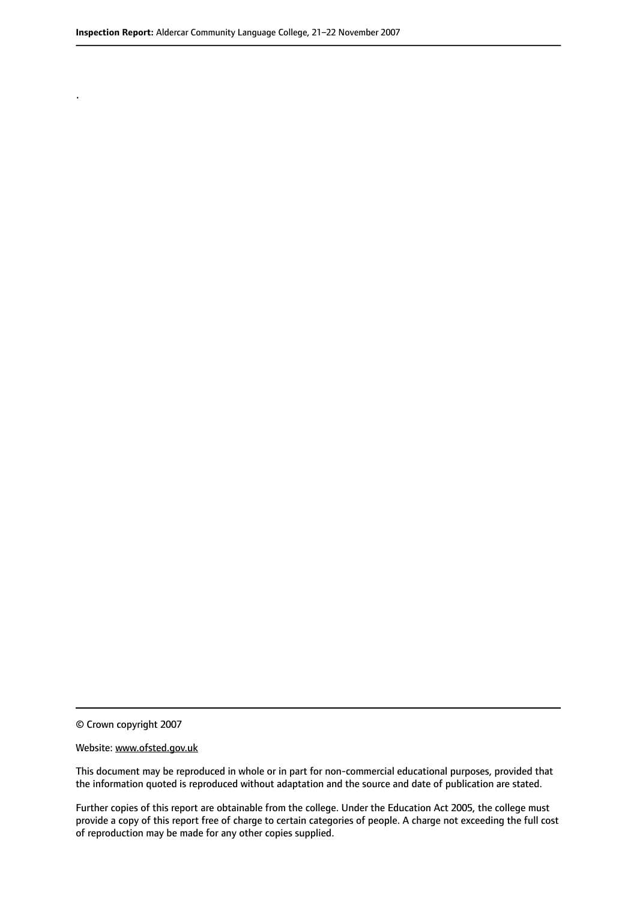.

© Crown copyright 2007

Website: www.ofsted.gov.uk

This document may be reproduced in whole or in part for non-commercial educational purposes, provided that the information quoted is reproduced without adaptation and the source and date of publication are stated.

Further copies of this report are obtainable from the college. Under the Education Act 2005, the college must provide a copy of this report free of charge to certain categories of people. A charge not exceeding the full cost of reproduction may be made for any other copies supplied.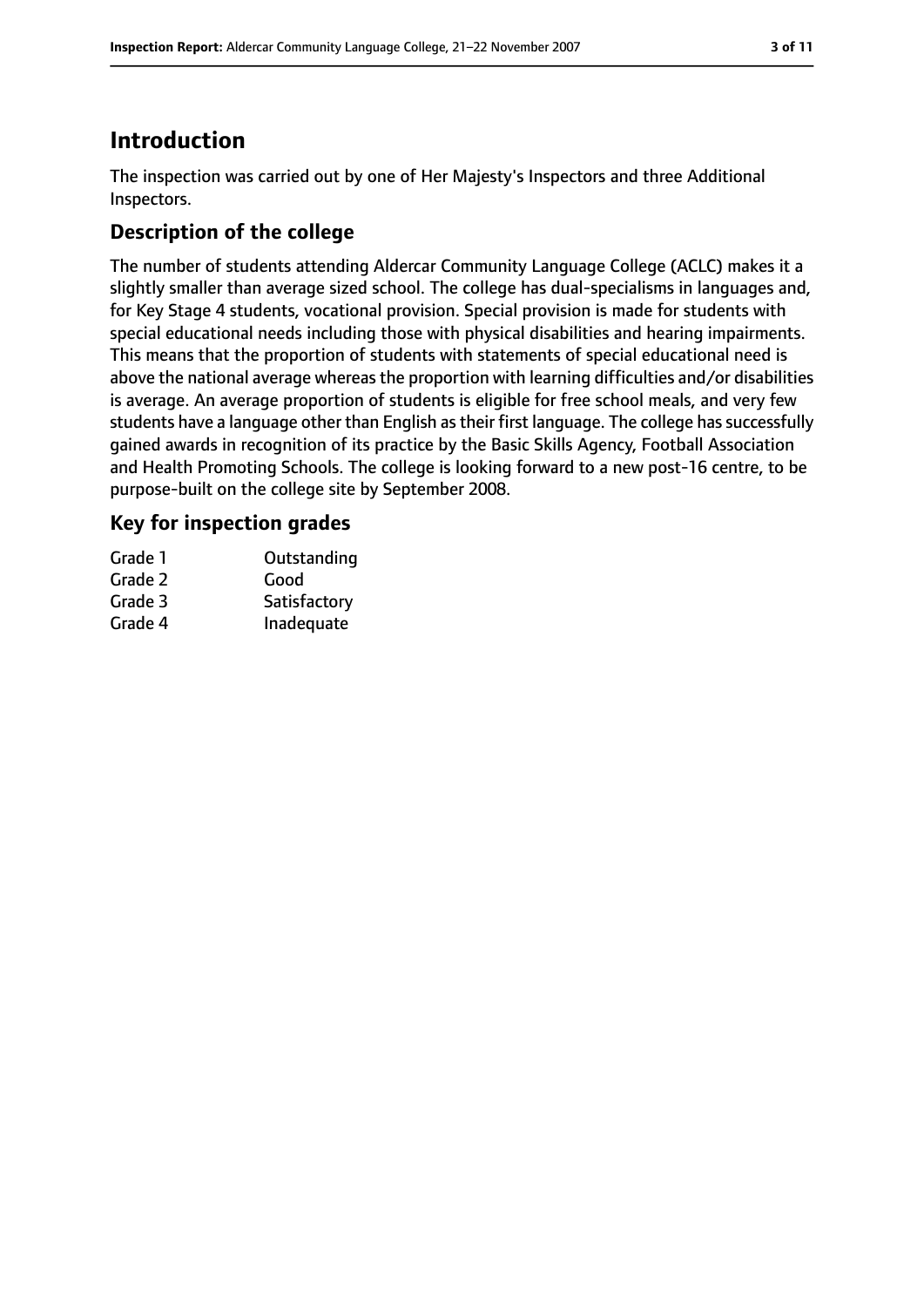# Introduction

The inspection was carried out by one of Her Majesty's Inspectors and three Additional Inspectors.

## Description of the college

The number of students attending Aldercar Community Language College (ACLC) makes it a slightly smaller than average sized school. The college has dual-specialisms in languages and, for Key Stage 4 students, vocational provision. Special provision is made for students with special educational needs including those with physical disabilities and hearing impairments. This means that the proportion of students with statements of special educational need is above the national average whereas the proportion with learning difficulties and/or disabilities is average. An average proportion of students is eligible for free school meals, and very few students have a language other than English as their first language. The college has successfully gained awards in recognition of its practice by the Basic Skills Agency, Football Association and Health Promoting Schools. The college is looking forward to a new post-16 centre, to be purpose-built on the college site by September 2008.

## Key for inspection grades

| | |
|---|---|
| Grade 1 | Outstanding |
| Grade 2 | Good |
| Grade 3 | Satisfactory |
| Grade 4 | Inadequate |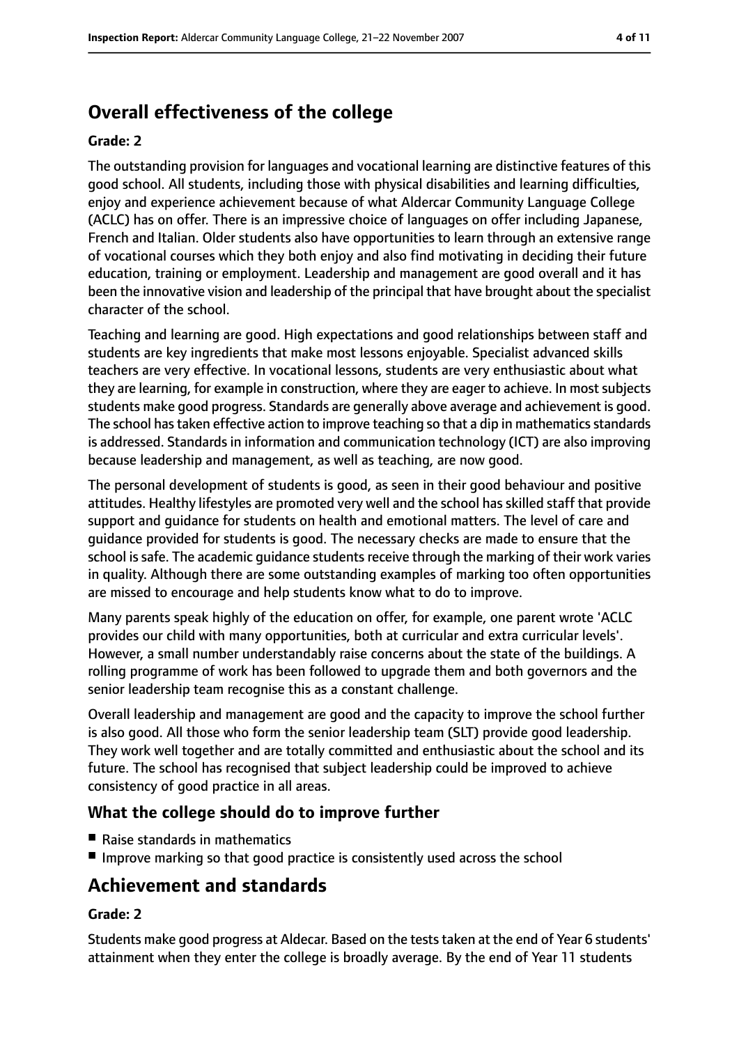## Overall effectiveness of the college

**Grade: 2**

The outstanding provision for languages and vocational learning are distinctive features of this good school. All students, including those with physical disabilities and learning difficulties, enjoy and experience achievement because of what Aldercar Community Language College (ACLC) has on offer. There is an impressive choice of languages on offer including Japanese, French and Italian. Older students also have opportunities to learn through an extensive range of vocational courses which they both enjoy and also find motivating in deciding their future education, training or employment. Leadership and management are good overall and it has been the innovative vision and leadership of the principal that have brought about the specialist character of the school.

Teaching and learning are good. High expectations and good relationships between staff and students are key ingredients that make most lessons enjoyable. Specialist advanced skills teachers are very effective. In vocational lessons, students are very enthusiastic about what they are learning, for example in construction, where they are eager to achieve. In most subjects students make good progress. Standards are generally above average and achievement is good. The school has taken effective action to improve teaching so that a dip in mathematics standards is addressed. Standards in information and communication technology (ICT) are also improving because leadership and management, as well as teaching, are now good.

The personal development of students is good, as seen in their good behaviour and positive attitudes. Healthy lifestyles are promoted very well and the school has skilled staff that provide support and guidance for students on health and emotional matters. The level of care and guidance provided for students is good. The necessary checks are made to ensure that the school is safe. The academic guidance students receive through the marking of their work varies in quality. Although there are some outstanding examples of marking too often opportunities are missed to encourage and help students know what to do to improve.

Many parents speak highly of the education on offer, for example, one parent wrote 'ACLC provides our child with many opportunities, both at curricular and extra curricular levels'. However, a small number understandably raise concerns about the state of the buildings. A rolling programme of work has been followed to upgrade them and both governors and the senior leadership team recognise this as a constant challenge.

Overall leadership and management are good and the capacity to improve the school further is also good. All those who form the senior leadership team (SLT) provide good leadership. They work well together and are totally committed and enthusiastic about the school and its future. The school has recognised that subject leadership could be improved to achieve consistency of good practice in all areas.

### What the college should do to improve further

- Raise standards in mathematics
- Improve marking so that good practice is consistently used across the school

## Achievement and standards

**Grade: 2**

Students make good progress at Aldecar. Based on the tests taken at the end of Year 6 students' attainment when they enter the college is broadly average. By the end of Year 11 students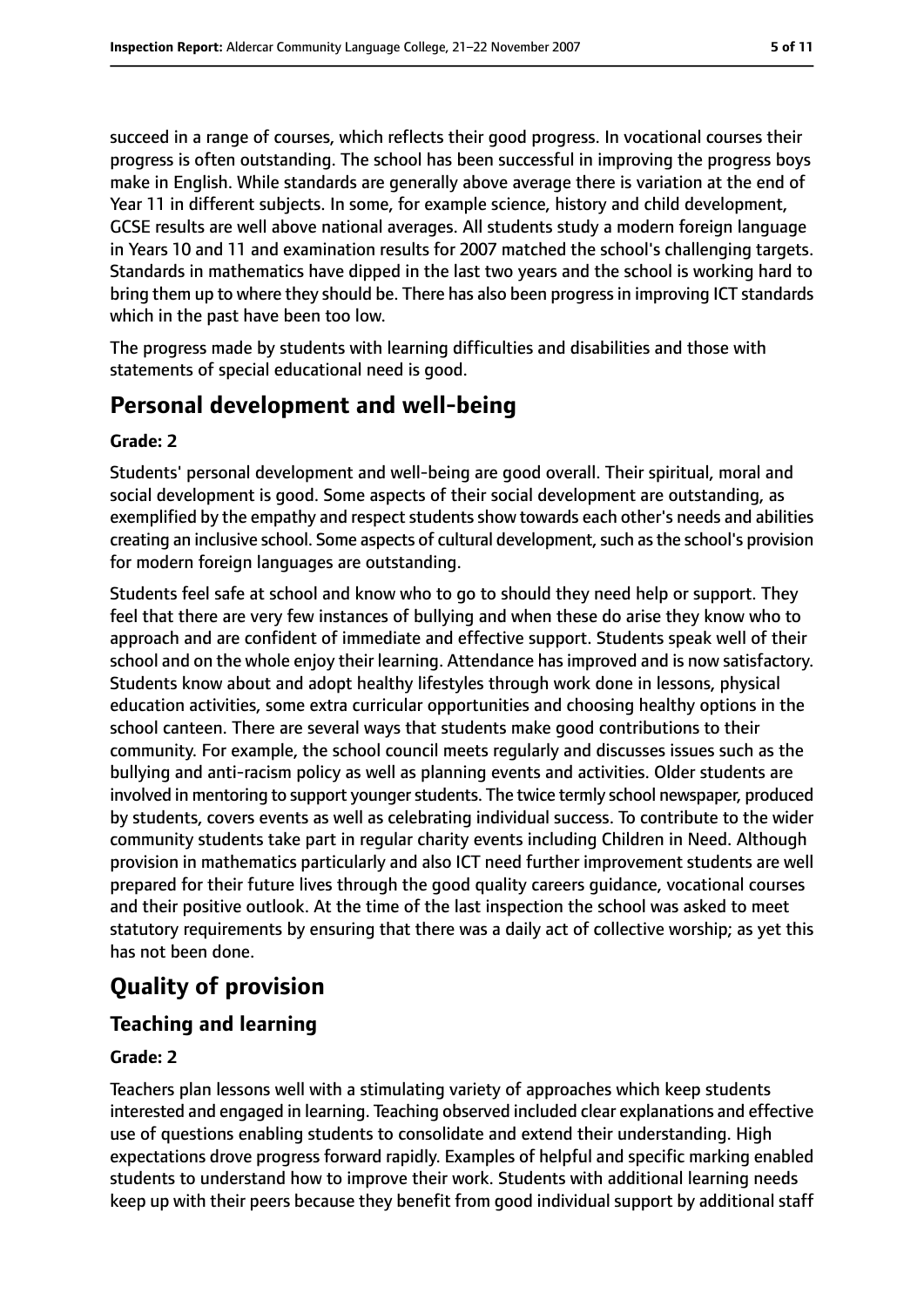succeed in a range of courses, which reflects their good progress. In vocational courses their progress is often outstanding. The school has been successful in improving the progress boys make in English. While standards are generally above average there is variation at the end of Year 11 in different subjects. In some, for example science, history and child development, GCSE results are well above national averages. All students study a modern foreign language in Years 10 and 11 and examination results for 2007 matched the school's challenging targets. Standards in mathematics have dipped in the last two years and the school is working hard to bring them up to where they should be. There has also been progress in improving ICT standards which in the past have been too low.

The progress made by students with learning difficulties and disabilities and those with statements of special educational need is good.

## Personal development and well-being

#### Grade: 2

Students' personal development and well-being are good overall. Their spiritual, moral and social development is good. Some aspects of their social development are outstanding, as exemplified by the empathy and respect students show towards each other's needs and abilities creating an inclusive school. Some aspects of cultural development, such as the school's provision for modern foreign languages are outstanding.

Students feel safe at school and know who to go to should they need help or support. They feel that there are very few instances of bullying and when these do arise they know who to approach and are confident of immediate and effective support. Students speak well of their school and on the whole enjoy their learning. Attendance has improved and is now satisfactory. Students know about and adopt healthy lifestyles through work done in lessons, physical education activities, some extra curricular opportunities and choosing healthy options in the school canteen. There are several ways that students make good contributions to their community. For example, the school council meets regularly and discusses issues such as the bullying and anti-racism policy as well as planning events and activities. Older students are involved in mentoring to support younger students. The twice termly school newspaper, produced by students, covers events as well as celebrating individual success. To contribute to the wider community students take part in regular charity events including Children in Need. Although provision in mathematics particularly and also ICT need further improvement students are well prepared for their future lives through the good quality careers guidance, vocational courses and their positive outlook. At the time of the last inspection the school was asked to meet statutory requirements by ensuring that there was a daily act of collective worship; as yet this has not been done.

## Quality of provision

### Teaching and learning

#### Grade: 2

Teachers plan lessons well with a stimulating variety of approaches which keep students interested and engaged in learning. Teaching observed included clear explanations and effective use of questions enabling students to consolidate and extend their understanding. High expectations drove progress forward rapidly. Examples of helpful and specific marking enabled students to understand how to improve their work. Students with additional learning needs keep up with their peers because they benefit from good individual support by additional staff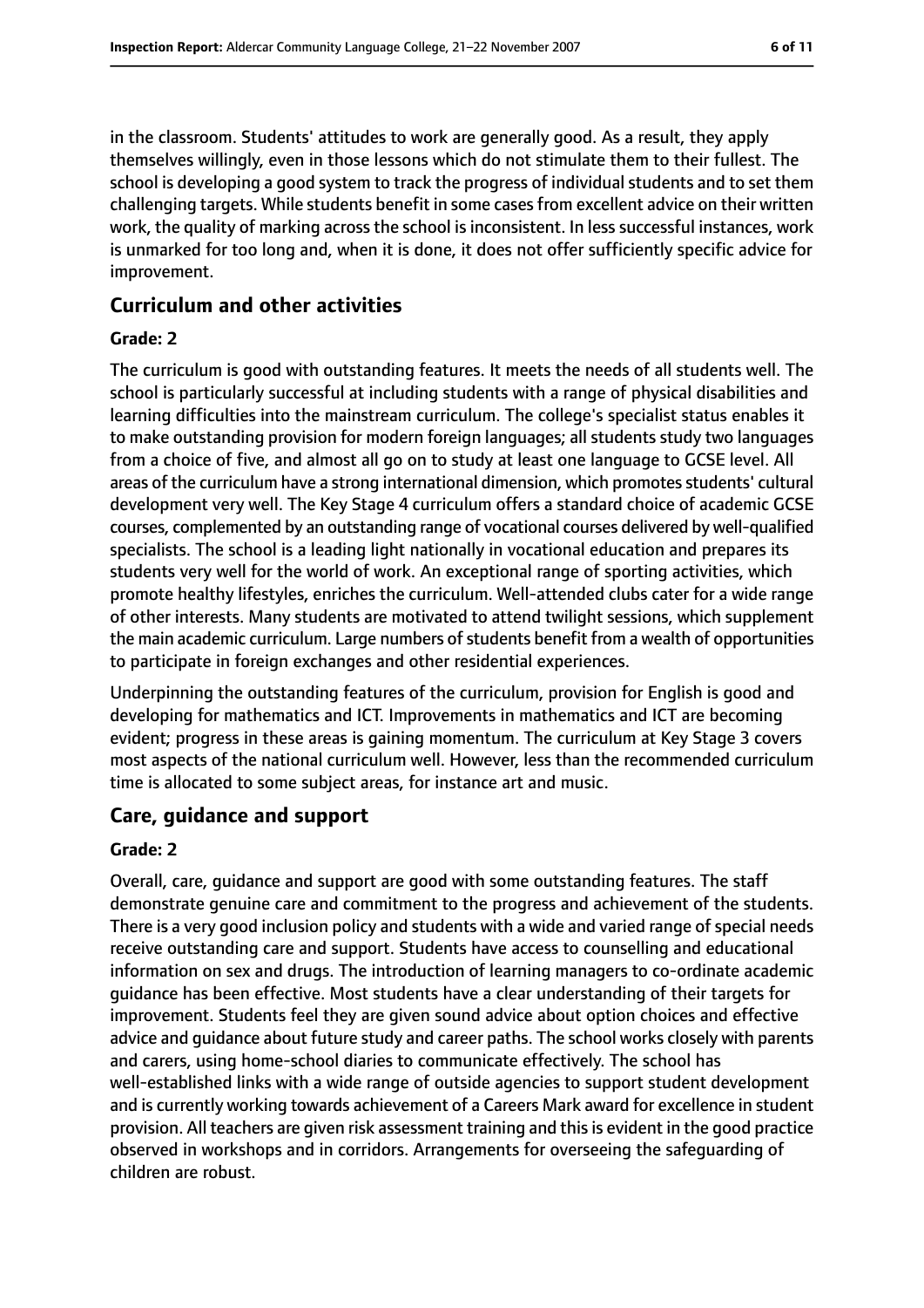in the classroom. Students' attitudes to work are generally good. As a result, they apply themselves willingly, even in those lessons which do not stimulate them to their fullest. The school is developing a good system to track the progress of individual students and to set them challenging targets. While students benefit in some cases from excellent advice on their written work, the quality of marking across the school is inconsistent. In less successful instances, work is unmarked for too long and, when it is done, it does not offer sufficiently specific advice for improvement.

## Curriculum and other activities

### Grade: 2

The curriculum is good with outstanding features. It meets the needs of all students well. The school is particularly successful at including students with a range of physical disabilities and learning difficulties into the mainstream curriculum. The college's specialist status enables it to make outstanding provision for modern foreign languages; all students study two languages from a choice of five, and almost all go on to study at least one language to GCSE level. All areas of the curriculum have a strong international dimension, which promotes students' cultural development very well. The Key Stage 4 curriculum offers a standard choice of academic GCSE courses, complemented by an outstanding range of vocational courses delivered by well-qualified specialists. The school is a leading light nationally in vocational education and prepares its students very well for the world of work. An exceptional range of sporting activities, which promote healthy lifestyles, enriches the curriculum. Well-attended clubs cater for a wide range of other interests. Many students are motivated to attend twilight sessions, which supplement the main academic curriculum. Large numbers of students benefit from a wealth of opportunities to participate in foreign exchanges and other residential experiences.

Underpinning the outstanding features of the curriculum, provision for English is good and developing for mathematics and ICT. Improvements in mathematics and ICT are becoming evident; progress in these areas is gaining momentum. The curriculum at Key Stage 3 covers most aspects of the national curriculum well. However, less than the recommended curriculum time is allocated to some subject areas, for instance art and music.

## Care, guidance and support

### Grade: 2

Overall, care, guidance and support are good with some outstanding features. The staff demonstrate genuine care and commitment to the progress and achievement of the students. There is a very good inclusion policy and students with a wide and varied range of special needs receive outstanding care and support. Students have access to counselling and educational information on sex and drugs. The introduction of learning managers to co-ordinate academic guidance has been effective. Most students have a clear understanding of their targets for improvement. Students feel they are given sound advice about option choices and effective advice and guidance about future study and career paths. The school works closely with parents and carers, using home-school diaries to communicate effectively. The school has well-established links with a wide range of outside agencies to support student development and is currently working towards achievement of a Careers Mark award for excellence in student provision. All teachers are given risk assessment training and this is evident in the good practice observed in workshops and in corridors. Arrangements for overseeing the safeguarding of children are robust.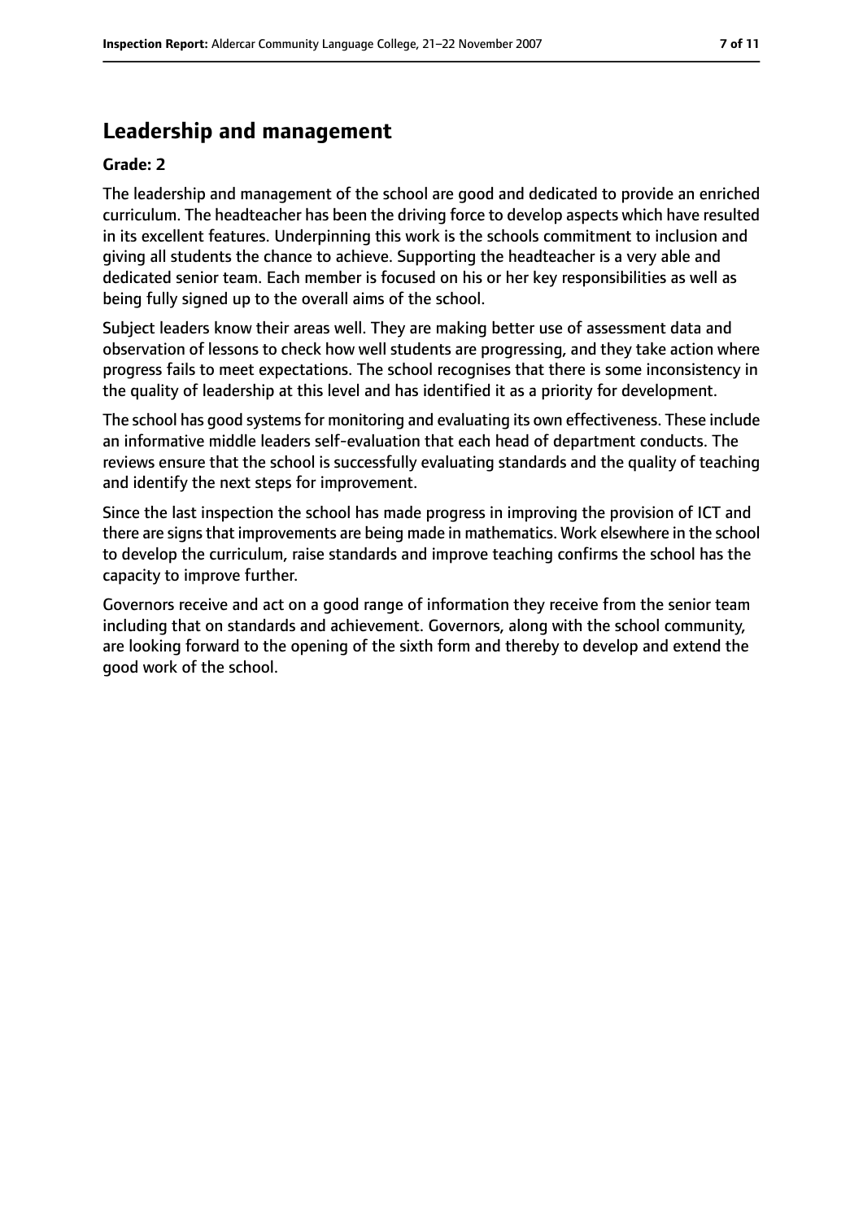## Leadership and management

**Grade: 2**

The leadership and management of the school are good and dedicated to provide an enriched curriculum. The headteacher has been the driving force to develop aspects which have resulted in its excellent features. Underpinning this work is the schools commitment to inclusion and giving all students the chance to achieve. Supporting the headteacher is a very able and dedicated senior team. Each member is focused on his or her key responsibilities as well as being fully signed up to the overall aims of the school.

Subject leaders know their areas well. They are making better use of assessment data and observation of lessons to check how well students are progressing, and they take action where progress fails to meet expectations. The school recognises that there is some inconsistency in the quality of leadership at this level and has identified it as a priority for development.

The school has good systems for monitoring and evaluating its own effectiveness. These include an informative middle leaders self-evaluation that each head of department conducts. The reviews ensure that the school is successfully evaluating standards and the quality of teaching and identify the next steps for improvement.

Since the last inspection the school has made progress in improving the provision of ICT and there are signs that improvements are being made in mathematics. Work elsewhere in the school to develop the curriculum, raise standards and improve teaching confirms the school has the capacity to improve further.

Governors receive and act on a good range of information they receive from the senior team including that on standards and achievement. Governors, along with the school community, are looking forward to the opening of the sixth form and thereby to develop and extend the good work of the school.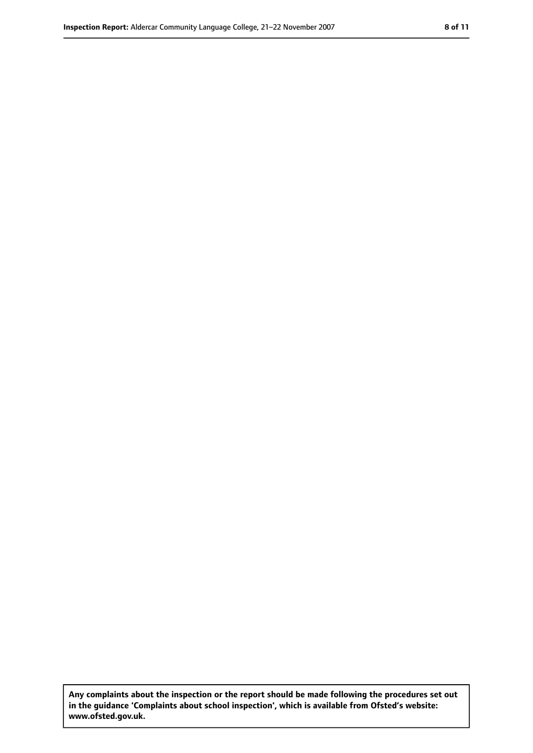**Any complaints about the inspection or the report should be made following the procedures set out in the guidance 'Complaints about school inspection', which is available from Ofsted's website: www.ofsted.gov.uk.**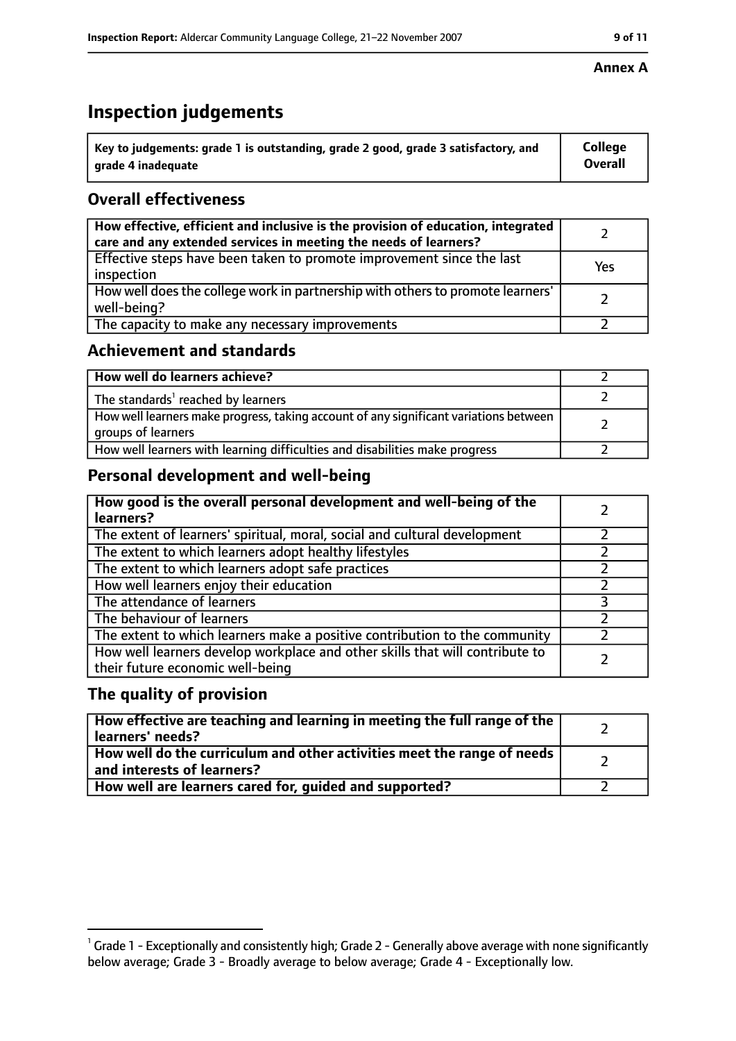**Annex A**

# Inspection judgements

| Key to judgements: grade 1 is outstanding, grade 2 good, grade 3 satisfactory, and grade 4 inadequate | College Overall |
|---|---|

## Overall effectiveness

| | |
|---|---|
| How effective, efficient and inclusive is the provision of education, integrated care and any extended services in meeting the needs of learners? | 2 |
| Effective steps have been taken to promote improvement since the last inspection | Yes |
| How well does the college work in partnership with others to promote learners' well-being? | 2 |
| The capacity to make any necessary improvements | 2 |

## Achievement and standards

| | |
|---|---|
| How well do learners achieve? | 2 |
| The standards[1] reached by learners | 2 |
| How well learners make progress, taking account of any significant variations between groups of learners | 2 |
| How well learners with learning difficulties and disabilities make progress | 2 |

## Personal development and well-being

| | |
|---|---|
| How good is the overall personal development and well-being of the learners? | 2 |
| The extent of learners' spiritual, moral, social and cultural development | 2 |
| The extent to which learners adopt healthy lifestyles | 2 |
| The extent to which learners adopt safe practices | 2 |
| How well learners enjoy their education | 2 |
| The attendance of learners | 3 |
| The behaviour of learners | 2 |
| The extent to which learners make a positive contribution to the community | 2 |
| How well learners develop workplace and other skills that will contribute to their future economic well-being | 2 |

## The quality of provision

| | |
|---|---|
| How effective are teaching and learning in meeting the full range of the learners' needs? | 2 |
| How well do the curriculum and other activities meet the range of needs and interests of learners? | 2 |
| How well are learners cared for, guided and supported? | 2 |

[1] Grade 1 - Exceptionally and consistently high; Grade 2 - Generally above average with none significantly below average; Grade 3 - Broadly average to below average; Grade 4 - Exceptionally low.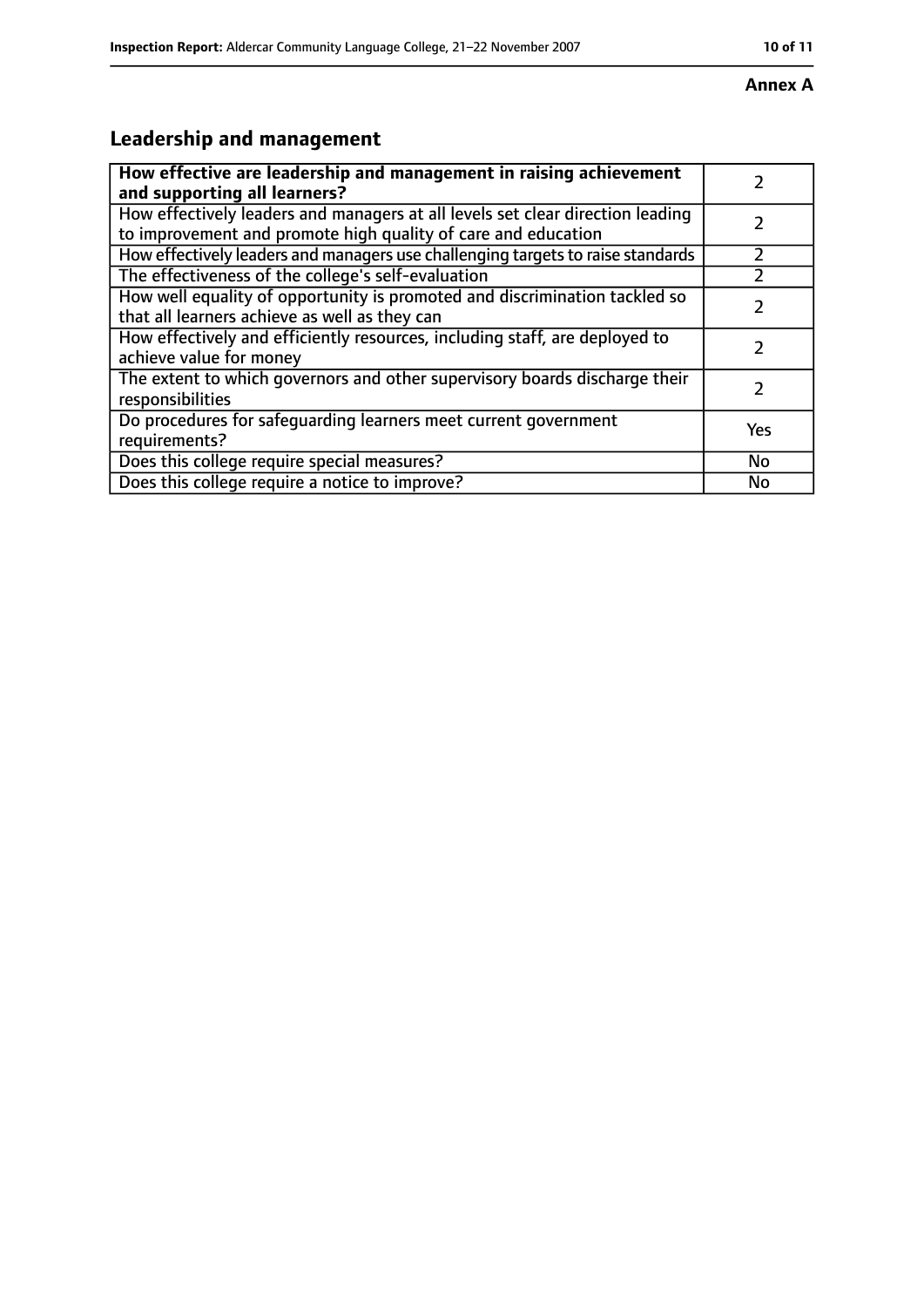**Annex A**

## Leadership and management

| **How effective are leadership and management in raising achievement and supporting all learners?** | 2 |
| --- | --- |
| How effectively leaders and managers at all levels set clear direction leading to improvement and promote high quality of care and education | 2 |
| How effectively leaders and managers use challenging targets to raise standards | 2 |
| The effectiveness of the college's self-evaluation | 2 |
| How well equality of opportunity is promoted and discrimination tackled so that all learners achieve as well as they can | 2 |
| How effectively and efficiently resources, including staff, are deployed to achieve value for money | 2 |
| The extent to which governors and other supervisory boards discharge their responsibilities | 2 |
| Do procedures for safeguarding learners meet current government requirements? | Yes |
| Does this college require special measures? | No |
| Does this college require a notice to improve? | No |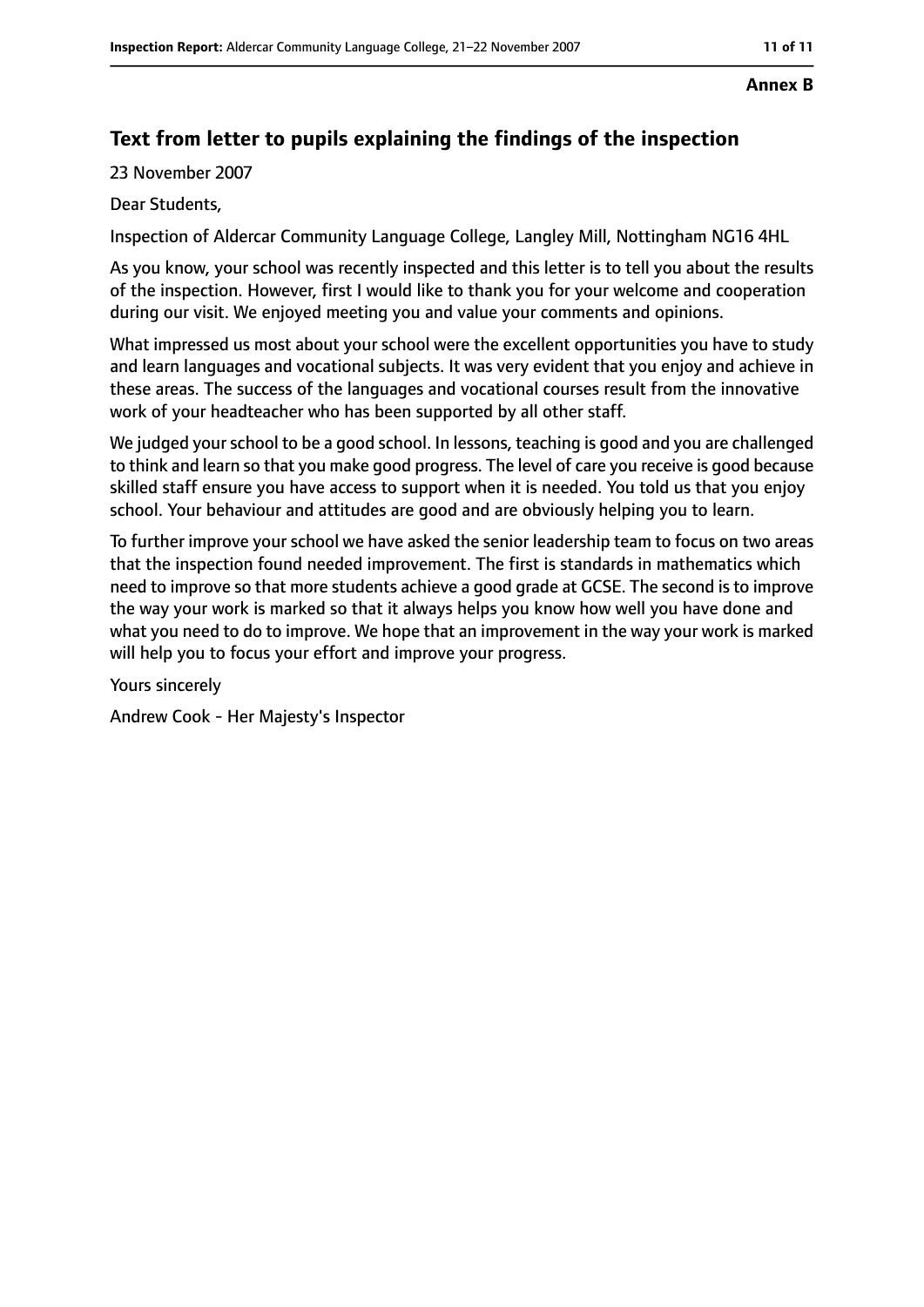**Annex B**

## Text from letter to pupils explaining the findings of the inspection

23 November 2007

Dear Students,

Inspection of Aldercar Community Language College, Langley Mill, Nottingham NG16 4HL

As you know, your school was recently inspected and this letter is to tell you about the results of the inspection. However, first I would like to thank you for your welcome and cooperation during our visit. We enjoyed meeting you and value your comments and opinions.

What impressed us most about your school were the excellent opportunities you have to study and learn languages and vocational subjects. It was very evident that you enjoy and achieve in these areas. The success of the languages and vocational courses result from the innovative work of your headteacher who has been supported by all other staff.

We judged your school to be a good school. In lessons, teaching is good and you are challenged to think and learn so that you make good progress. The level of care you receive is good because skilled staff ensure you have access to support when it is needed. You told us that you enjoy school. Your behaviour and attitudes are good and are obviously helping you to learn.

To further improve your school we have asked the senior leadership team to focus on two areas that the inspection found needed improvement. The first is standards in mathematics which need to improve so that more students achieve a good grade at GCSE. The second is to improve the way your work is marked so that it always helps you know how well you have done and what you need to do to improve. We hope that an improvement in the way your work is marked will help you to focus your effort and improve your progress.

Yours sincerely

Andrew Cook - Her Majesty's Inspector